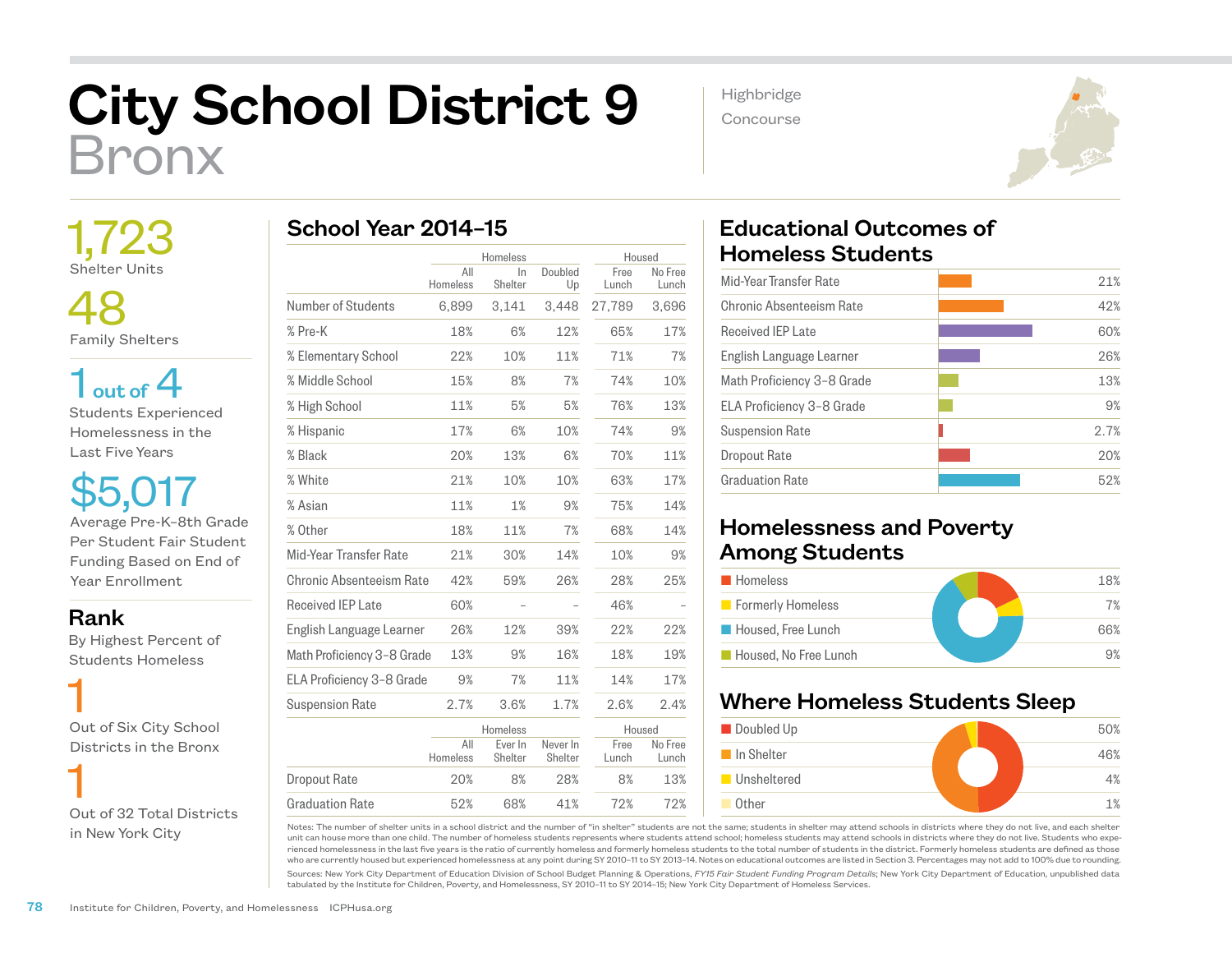# City School District 9
# Bronx

Highbridge
Concourse

**1,723**
Shelter Units

**48**
Family Shelters

**1 out of 4**
Students Experienced Homelessness in the Last Five Years

**$5,017**
Average Pre-K–8th Grade Per Student Fair Student Funding Based on End of Year Enrollment

## Rank

By Highest Percent of Students Homeless

**1**
Out of Six City School Districts in the Bronx

**1**
Out of 32 Total Districts in New York City

## School Year 2014–15

| | Homeless | | | Housed | |
|---|---|---|---|---|---|
| | All Homeless | In Shelter | Doubled Up | Free Lunch | No Free Lunch |
| Number of Students | 6,899 | 3,141 | 3,448 | 27,789 | 3,696 |
| % Pre-K | 18% | 6% | 12% | 65% | 17% |
| % Elementary School | 22% | 10% | 11% | 71% | 7% |
| % Middle School | 15% | 8% | 7% | 74% | 10% |
| % High School | 11% | 5% | 5% | 76% | 13% |
| % Hispanic | 17% | 6% | 10% | 74% | 9% |
| % Black | 20% | 13% | 6% | 70% | 11% |
| % White | 21% | 10% | 10% | 63% | 17% |
| % Asian | 11% | 1% | 9% | 75% | 14% |
| % Other | 18% | 11% | 7% | 68% | 14% |
| Mid-Year Transfer Rate | 21% | 30% | 14% | 10% | 9% |
| Chronic Absenteeism Rate | 42% | 59% | 26% | 28% | 25% |
| Received IEP Late | 60% | – | – | 46% | – |
| English Language Learner | 26% | 12% | 39% | 22% | 22% |
| Math Proficiency 3–8 Grade | 13% | 9% | 16% | 18% | 19% |
| ELA Proficiency 3–8 Grade | 9% | 7% | 11% | 14% | 17% |
| Suspension Rate | 2.7% | 3.6% | 1.7% | 2.6% | 2.4% |

| | Homeless | | | Housed | |
|---|---|---|---|---|---|
| | All Homeless | Ever In Shelter | Never In Shelter | Free Lunch | No Free Lunch |
| Dropout Rate | 20% | 8% | 28% | 8% | 13% |
| Graduation Rate | 52% | 68% | 41% | 72% | 72% |

## Educational Outcomes of Homeless Students

| Outcome | Rate |
|---|---|
| Mid-Year Transfer Rate | 21% |
| Chronic Absenteeism Rate | 42% |
| Received IEP Late | 60% |
| English Language Learner | 26% |
| Math Proficiency 3–8 Grade | 13% |
| ELA Proficiency 3–8 Grade | 9% |
| Suspension Rate | 2.7% |
| Dropout Rate | 20% |
| Graduation Rate | 52% |

## Homelessness and Poverty Among Students

| Category | Percent |
|---|---|
| Homeless | 18% |
| Formerly Homeless | 7% |
| Housed, Free Lunch | 66% |
| Housed, No Free Lunch | 9% |

## Where Homeless Students Sleep

| Category | Percent |
|---|---|
| Doubled Up | 50% |
| In Shelter | 46% |
| Unsheltered | 4% |
| Other | 1% |

Notes: The number of shelter units in a school district and the number of "in shelter" students are not the same; students in shelter may attend schools in districts where they do not live, and each shelter unit can house more than one child. The number of homeless students represents where students attend school; homeless students may attend schools in districts where they do not live. Students who experienced homelessness in the last five years is the ratio of currently homeless and formerly homeless students to the total number of students in the district. Formerly homeless students are defined as those who are currently housed but experienced homelessness at any point during SY 2010–11 to SY 2013–14. Notes on educational outcomes are listed in Section 3. Percentages may not add to 100% due to rounding.

Sources: New York City Department of Education Division of School Budget Planning & Operations, *FY15 Fair Student Funding Program Details*; New York City Department of Education, unpublished data tabulated by the Institute for Children, Poverty, and Homelessness, SY 2010–11 to SY 2014–15; New York City Department of Homeless Services.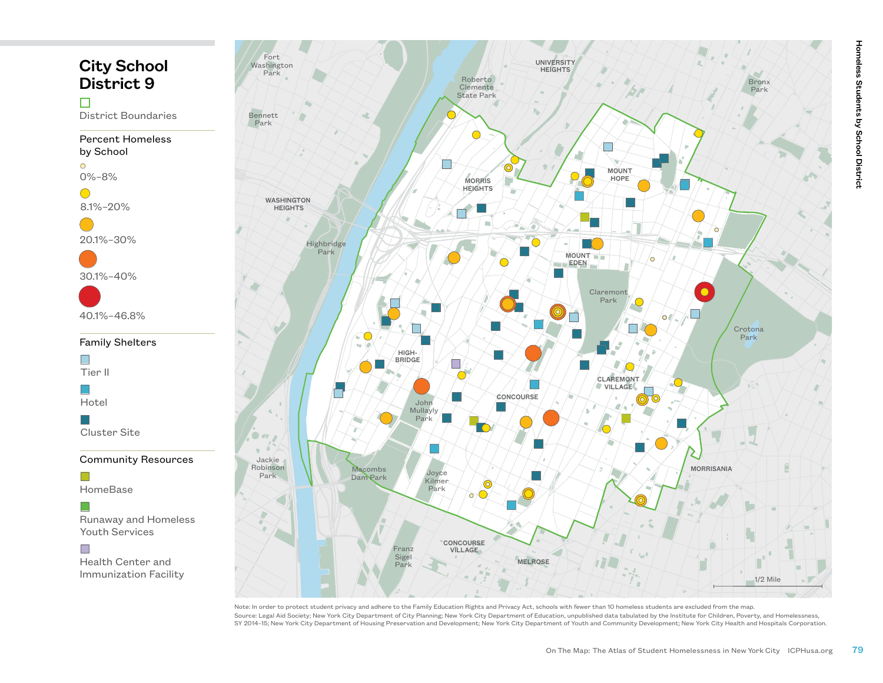# City School District 9

District Boundaries

**Percent Homeless by School**

0%–8%

8.1%–20%

20.1%–30%

30.1%–40%

40.1%–46.8%

**Family Shelters**

Tier II

Hotel

Cluster Site

**Community Resources**

HomeBase

Runaway and Homeless Youth Services

Health Center and Immunization Facility

Fort Washington Park

Bennett Park

University Heights

Roberto Clemente State Park

Bronx Park

Morris Heights

Mount Hope

Washington Heights

Highbridge Park

Mount Eden

Claremont Park

Crotona Park

High-Bridge

Concourse

Claremont Village

John Mullaly Park

Jackie Robinson Park

Macombs Dam Park

Joyce Kilmer Park

Morrisania

Franz Sigel Park

Concourse Village

Melrose

1/2 Mile

Note: In order to protect student privacy and adhere to the Family Education Rights and Privacy Act, schools with fewer than 10 homeless students are excluded from the map.

Source: Legal Aid Society; New York City Department of City Planning; New York City Department of Education, unpublished data tabulated by the Institute for Children, Poverty, and Homelessness, SY 2014–15; New York City Department of Housing Preservation and Development; New York City Department of Youth and Community Development; New York City Health and Hospitals Corporation.